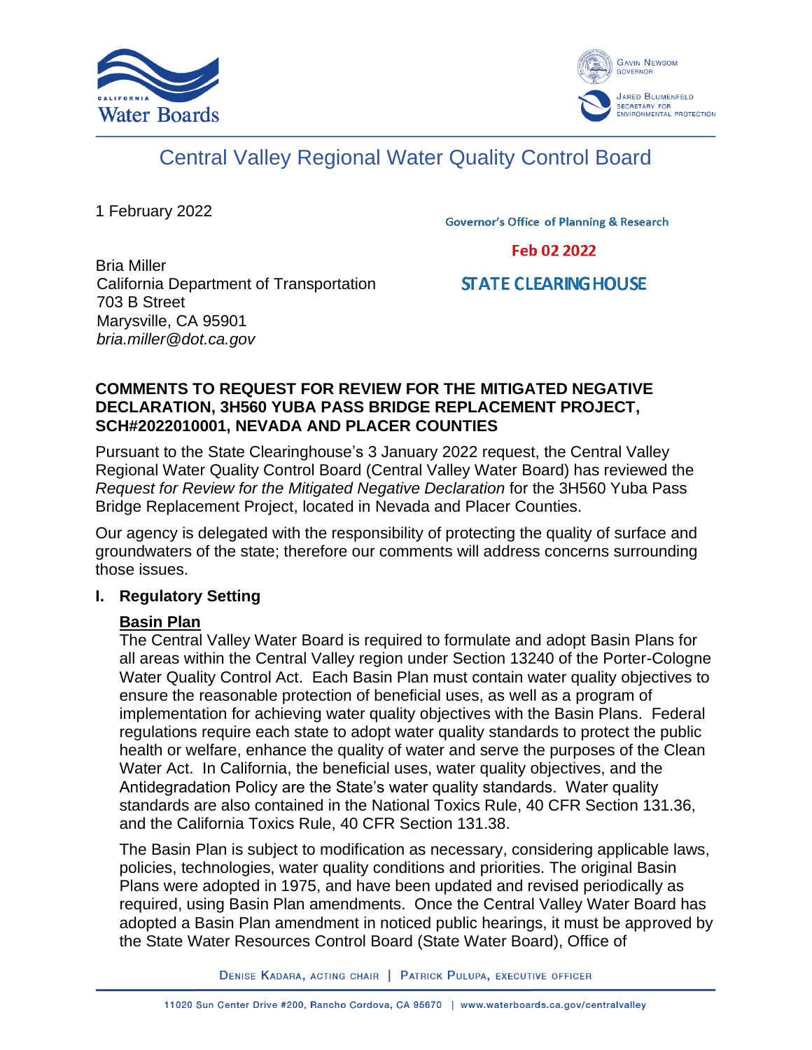# Central Valley Regional Water Quality Control Board

1 February 2022

Governor's Office of Planning & Research

Feb 02 2022

STATE CLEARINGHOUSE

Bria Miller
California Department of Transportation
703 B Street
Marysville, CA 95901
*bria.miller@dot.ca.gov*

**COMMENTS TO REQUEST FOR REVIEW FOR THE MITIGATED NEGATIVE DECLARATION, 3H560 YUBA PASS BRIDGE REPLACEMENT PROJECT, SCH#2022010001, NEVADA AND PLACER COUNTIES**

Pursuant to the State Clearinghouse's 3 January 2022 request, the Central Valley Regional Water Quality Control Board (Central Valley Water Board) has reviewed the *Request for Review for the Mitigated Negative Declaration* for the 3H560 Yuba Pass Bridge Replacement Project, located in Nevada and Placer Counties.

Our agency is delegated with the responsibility of protecting the quality of surface and groundwaters of the state; therefore our comments will address concerns surrounding those issues.

## I. Regulatory Setting

### Basin Plan

The Central Valley Water Board is required to formulate and adopt Basin Plans for all areas within the Central Valley region under Section 13240 of the Porter-Cologne Water Quality Control Act. Each Basin Plan must contain water quality objectives to ensure the reasonable protection of beneficial uses, as well as a program of implementation for achieving water quality objectives with the Basin Plans. Federal regulations require each state to adopt water quality standards to protect the public health or welfare, enhance the quality of water and serve the purposes of the Clean Water Act. In California, the beneficial uses, water quality objectives, and the Antidegradation Policy are the State's water quality standards. Water quality standards are also contained in the National Toxics Rule, 40 CFR Section 131.36, and the California Toxics Rule, 40 CFR Section 131.38.

The Basin Plan is subject to modification as necessary, considering applicable laws, policies, technologies, water quality conditions and priorities. The original Basin Plans were adopted in 1975, and have been updated and revised periodically as required, using Basin Plan amendments. Once the Central Valley Water Board has adopted a Basin Plan amendment in noticed public hearings, it must be approved by the State Water Resources Control Board (State Water Board), Office of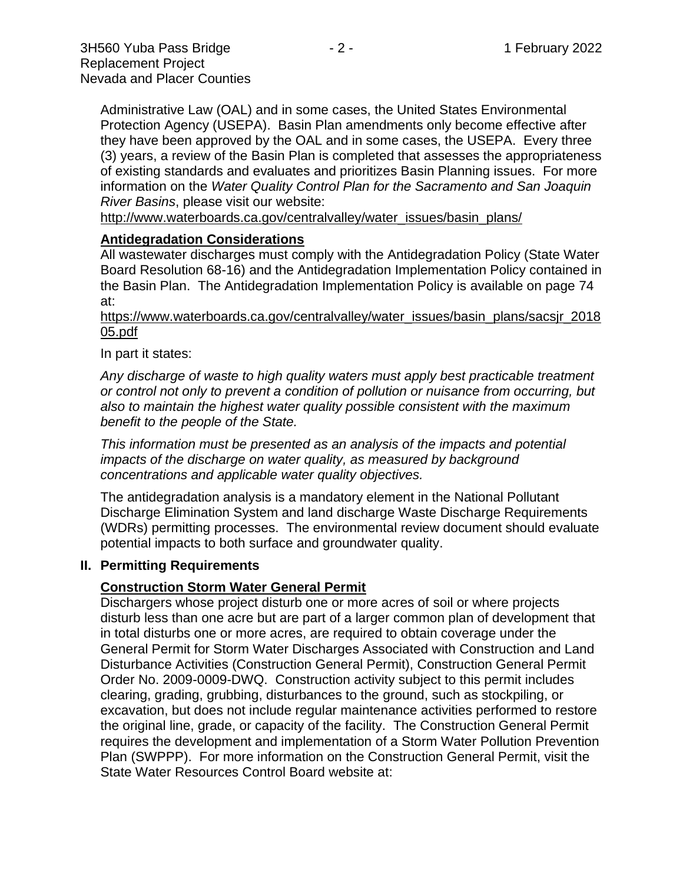Administrative Law (OAL) and in some cases, the United States Environmental Protection Agency (USEPA). Basin Plan amendments only become effective after they have been approved by the OAL and in some cases, the USEPA. Every three (3) years, a review of the Basin Plan is completed that assesses the appropriateness of existing standards and evaluates and prioritizes Basin Planning issues. For more information on the *Water Quality Control Plan for the Sacramento and San Joaquin River Basins*, please visit our website:
http://www.waterboards.ca.gov/centralvalley/water_issues/basin_plans/

**Antidegradation Considerations**

All wastewater discharges must comply with the Antidegradation Policy (State Water Board Resolution 68-16) and the Antidegradation Implementation Policy contained in the Basin Plan. The Antidegradation Implementation Policy is available on page 74 at:
https://www.waterboards.ca.gov/centralvalley/water_issues/basin_plans/sacsjr_201805.pdf

In part it states:

*Any discharge of waste to high quality waters must apply best practicable treatment or control not only to prevent a condition of pollution or nuisance from occurring, but also to maintain the highest water quality possible consistent with the maximum benefit to the people of the State.*

*This information must be presented as an analysis of the impacts and potential impacts of the discharge on water quality, as measured by background concentrations and applicable water quality objectives.*

The antidegradation analysis is a mandatory element in the National Pollutant Discharge Elimination System and land discharge Waste Discharge Requirements (WDRs) permitting processes. The environmental review document should evaluate potential impacts to both surface and groundwater quality.

## II. Permitting Requirements

**Construction Storm Water General Permit**

Dischargers whose project disturb one or more acres of soil or where projects disturb less than one acre but are part of a larger common plan of development that in total disturbs one or more acres, are required to obtain coverage under the General Permit for Storm Water Discharges Associated with Construction and Land Disturbance Activities (Construction General Permit), Construction General Permit Order No. 2009-0009-DWQ. Construction activity subject to this permit includes clearing, grading, grubbing, disturbances to the ground, such as stockpiling, or excavation, but does not include regular maintenance activities performed to restore the original line, grade, or capacity of the facility. The Construction General Permit requires the development and implementation of a Storm Water Pollution Prevention Plan (SWPPP). For more information on the Construction General Permit, visit the State Water Resources Control Board website at: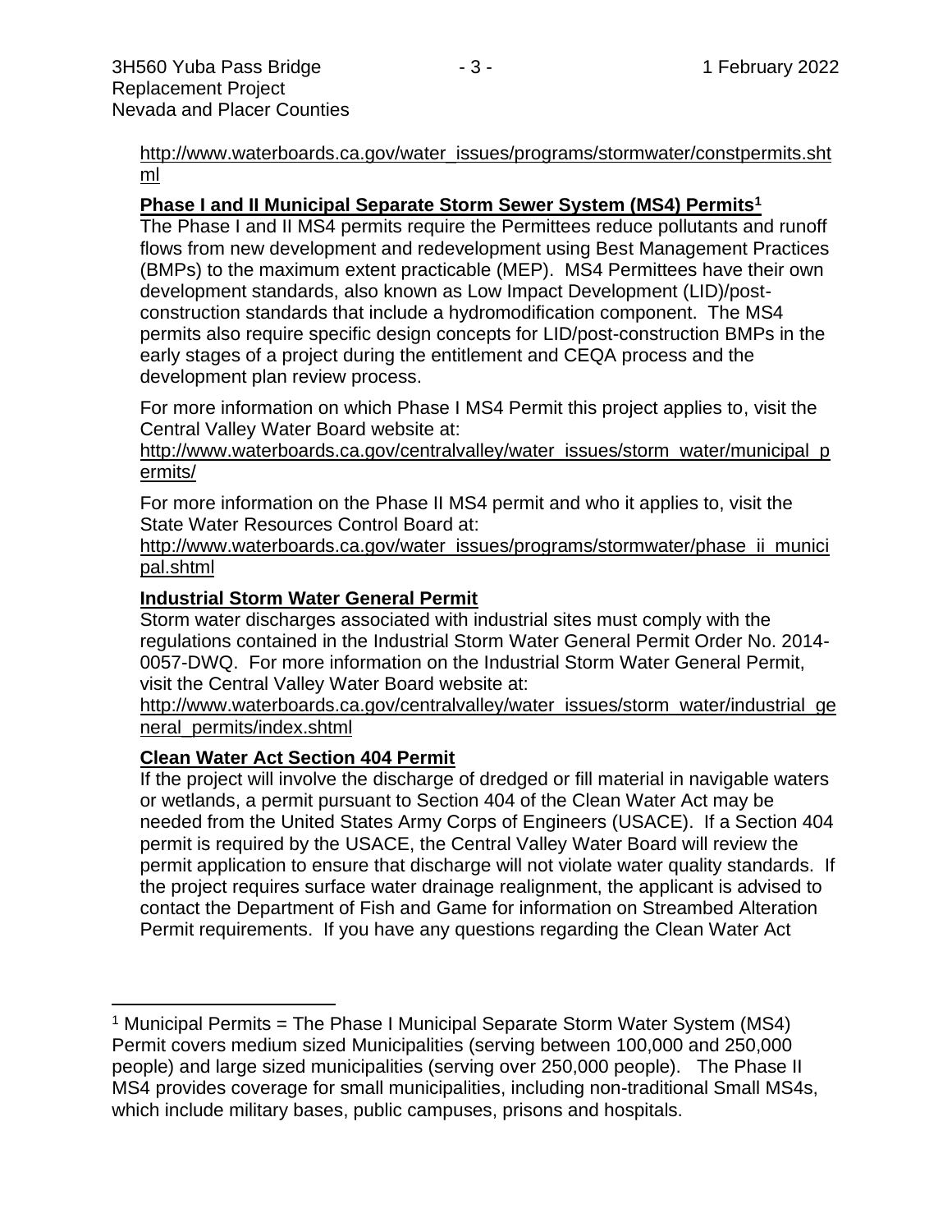http://www.waterboards.ca.gov/water_issues/programs/stormwater/constpermits.shtml

**Phase I and II Municipal Separate Storm Sewer System (MS4) Permits[1]**

The Phase I and II MS4 permits require the Permittees reduce pollutants and runoff flows from new development and redevelopment using Best Management Practices (BMPs) to the maximum extent practicable (MEP). MS4 Permittees have their own development standards, also known as Low Impact Development (LID)/post-construction standards that include a hydromodification component. The MS4 permits also require specific design concepts for LID/post-construction BMPs in the early stages of a project during the entitlement and CEQA process and the development plan review process.

For more information on which Phase I MS4 Permit this project applies to, visit the Central Valley Water Board website at:
http://www.waterboards.ca.gov/centralvalley/water_issues/storm_water/municipal_permits/

For more information on the Phase II MS4 permit and who it applies to, visit the State Water Resources Control Board at:
http://www.waterboards.ca.gov/water_issues/programs/stormwater/phase_ii_municipal.shtml

**Industrial Storm Water General Permit**

Storm water discharges associated with industrial sites must comply with the regulations contained in the Industrial Storm Water General Permit Order No. 2014-0057-DWQ. For more information on the Industrial Storm Water General Permit, visit the Central Valley Water Board website at:
http://www.waterboards.ca.gov/centralvalley/water_issues/storm_water/industrial_general_permits/index.shtml

**Clean Water Act Section 404 Permit**

If the project will involve the discharge of dredged or fill material in navigable waters or wetlands, a permit pursuant to Section 404 of the Clean Water Act may be needed from the United States Army Corps of Engineers (USACE). If a Section 404 permit is required by the USACE, the Central Valley Water Board will review the permit application to ensure that discharge will not violate water quality standards. If the project requires surface water drainage realignment, the applicant is advised to contact the Department of Fish and Game for information on Streambed Alteration Permit requirements. If you have any questions regarding the Clean Water Act

[1] Municipal Permits = The Phase I Municipal Separate Storm Water System (MS4) Permit covers medium sized Municipalities (serving between 100,000 and 250,000 people) and large sized municipalities (serving over 250,000 people). The Phase II MS4 provides coverage for small municipalities, including non-traditional Small MS4s, which include military bases, public campuses, prisons and hospitals.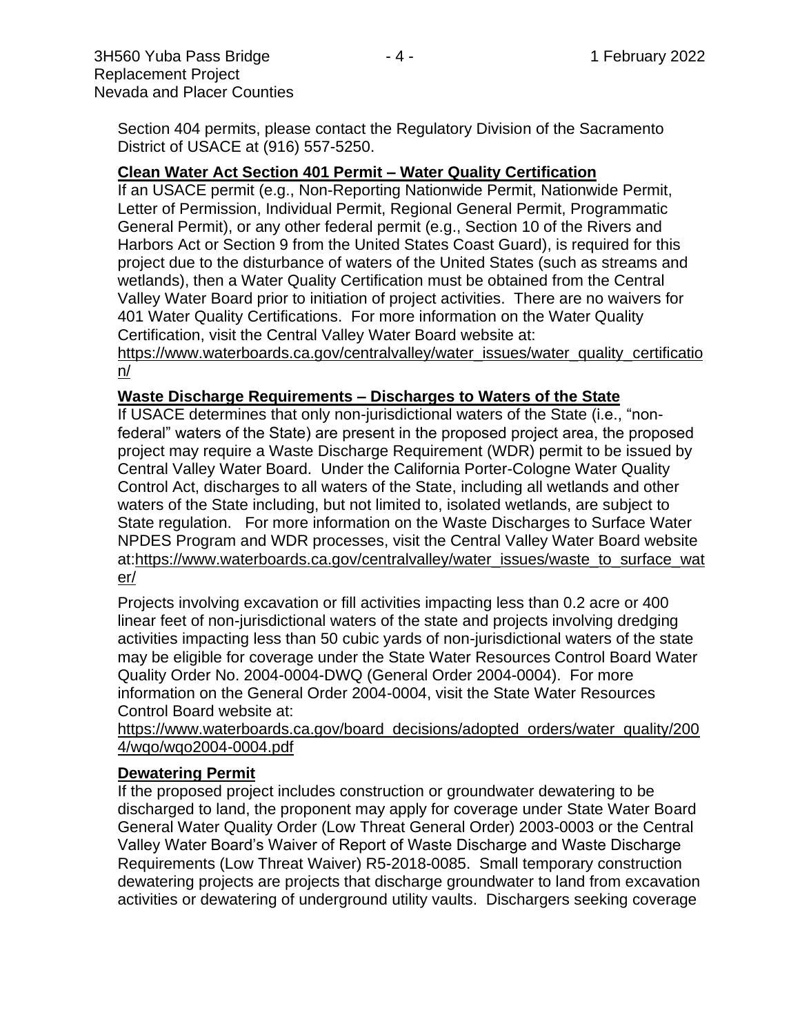Section 404 permits, please contact the Regulatory Division of the Sacramento District of USACE at (916) 557-5250.

**Clean Water Act Section 401 Permit – Water Quality Certification**

If an USACE permit (e.g., Non-Reporting Nationwide Permit, Nationwide Permit, Letter of Permission, Individual Permit, Regional General Permit, Programmatic General Permit), or any other federal permit (e.g., Section 10 of the Rivers and Harbors Act or Section 9 from the United States Coast Guard), is required for this project due to the disturbance of waters of the United States (such as streams and wetlands), then a Water Quality Certification must be obtained from the Central Valley Water Board prior to initiation of project activities. There are no waivers for 401 Water Quality Certifications. For more information on the Water Quality Certification, visit the Central Valley Water Board website at: https://www.waterboards.ca.gov/centralvalley/water_issues/water_quality_certification/

**Waste Discharge Requirements – Discharges to Waters of the State**

If USACE determines that only non-jurisdictional waters of the State (i.e., "non-federal" waters of the State) are present in the proposed project area, the proposed project may require a Waste Discharge Requirement (WDR) permit to be issued by Central Valley Water Board. Under the California Porter-Cologne Water Quality Control Act, discharges to all waters of the State, including all wetlands and other waters of the State including, but not limited to, isolated wetlands, are subject to State regulation. For more information on the Waste Discharges to Surface Water NPDES Program and WDR processes, visit the Central Valley Water Board website at:https://www.waterboards.ca.gov/centralvalley/water_issues/waste_to_surface_water/

Projects involving excavation or fill activities impacting less than 0.2 acre or 400 linear feet of non-jurisdictional waters of the state and projects involving dredging activities impacting less than 50 cubic yards of non-jurisdictional waters of the state may be eligible for coverage under the State Water Resources Control Board Water Quality Order No. 2004-0004-DWQ (General Order 2004-0004). For more information on the General Order 2004-0004, visit the State Water Resources Control Board website at: https://www.waterboards.ca.gov/board_decisions/adopted_orders/water_quality/2004/wqo/wqo2004-0004.pdf

**Dewatering Permit**

If the proposed project includes construction or groundwater dewatering to be discharged to land, the proponent may apply for coverage under State Water Board General Water Quality Order (Low Threat General Order) 2003-0003 or the Central Valley Water Board's Waiver of Report of Waste Discharge and Waste Discharge Requirements (Low Threat Waiver) R5-2018-0085. Small temporary construction dewatering projects are projects that discharge groundwater to land from excavation activities or dewatering of underground utility vaults. Dischargers seeking coverage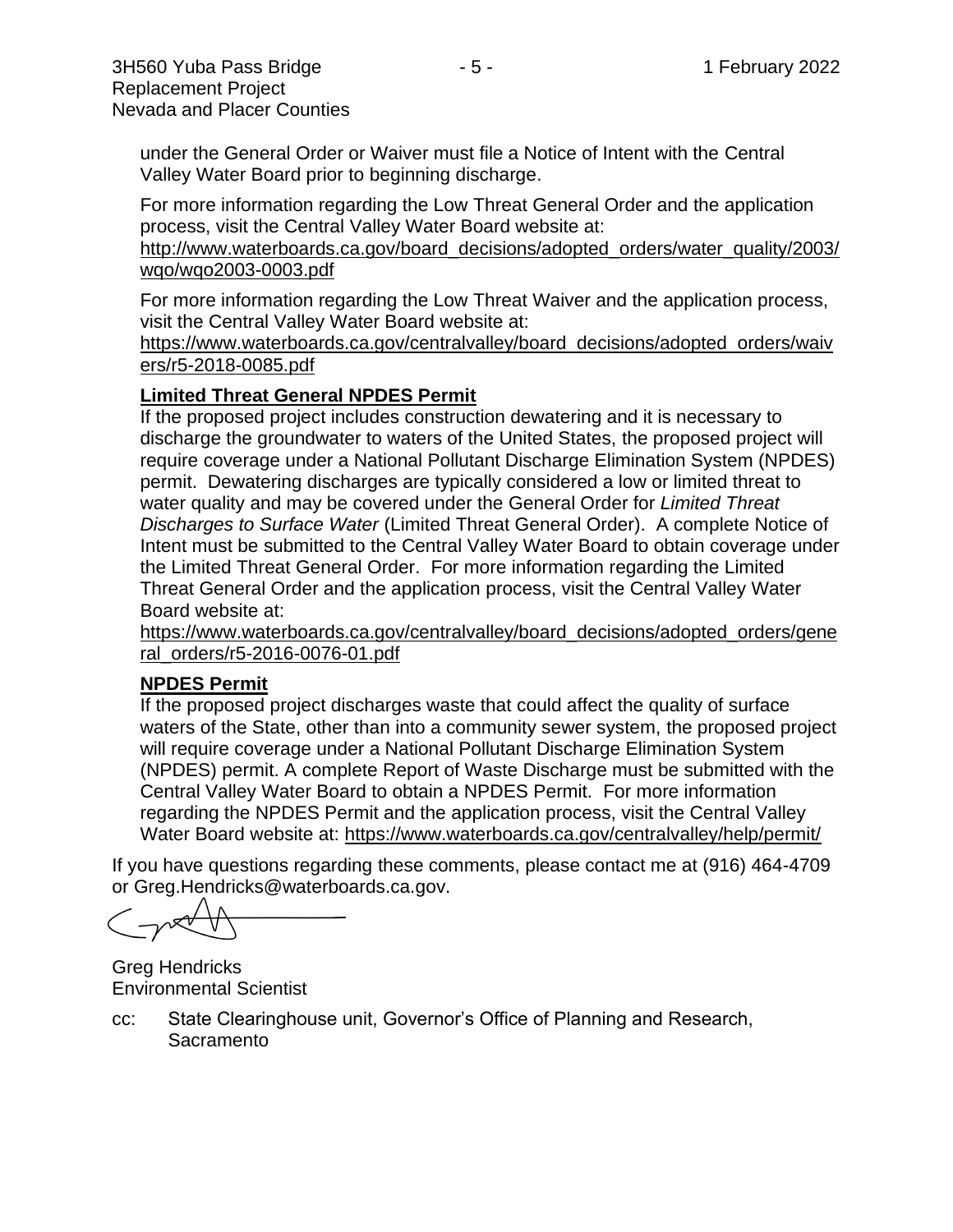under the General Order or Waiver must file a Notice of Intent with the Central Valley Water Board prior to beginning discharge.

For more information regarding the Low Threat General Order and the application process, visit the Central Valley Water Board website at: http://www.waterboards.ca.gov/board_decisions/adopted_orders/water_quality/2003/wqo/wqo2003-0003.pdf

For more information regarding the Low Threat Waiver and the application process, visit the Central Valley Water Board website at: https://www.waterboards.ca.gov/centralvalley/board_decisions/adopted_orders/waivers/r5-2018-0085.pdf

**Limited Threat General NPDES Permit**

If the proposed project includes construction dewatering and it is necessary to discharge the groundwater to waters of the United States, the proposed project will require coverage under a National Pollutant Discharge Elimination System (NPDES) permit. Dewatering discharges are typically considered a low or limited threat to water quality and may be covered under the General Order for *Limited Threat Discharges to Surface Water* (Limited Threat General Order). A complete Notice of Intent must be submitted to the Central Valley Water Board to obtain coverage under the Limited Threat General Order. For more information regarding the Limited Threat General Order and the application process, visit the Central Valley Water Board website at: https://www.waterboards.ca.gov/centralvalley/board_decisions/adopted_orders/general_orders/r5-2016-0076-01.pdf

**NPDES Permit**

If the proposed project discharges waste that could affect the quality of surface waters of the State, other than into a community sewer system, the proposed project will require coverage under a National Pollutant Discharge Elimination System (NPDES) permit. A complete Report of Waste Discharge must be submitted with the Central Valley Water Board to obtain a NPDES Permit. For more information regarding the NPDES Permit and the application process, visit the Central Valley Water Board website at: https://www.waterboards.ca.gov/centralvalley/help/permit/

If you have questions regarding these comments, please contact me at (916) 464-4709 or Greg.Hendricks@waterboards.ca.gov.

Greg Hendricks
Environmental Scientist

cc: State Clearinghouse unit, Governor's Office of Planning and Research, Sacramento